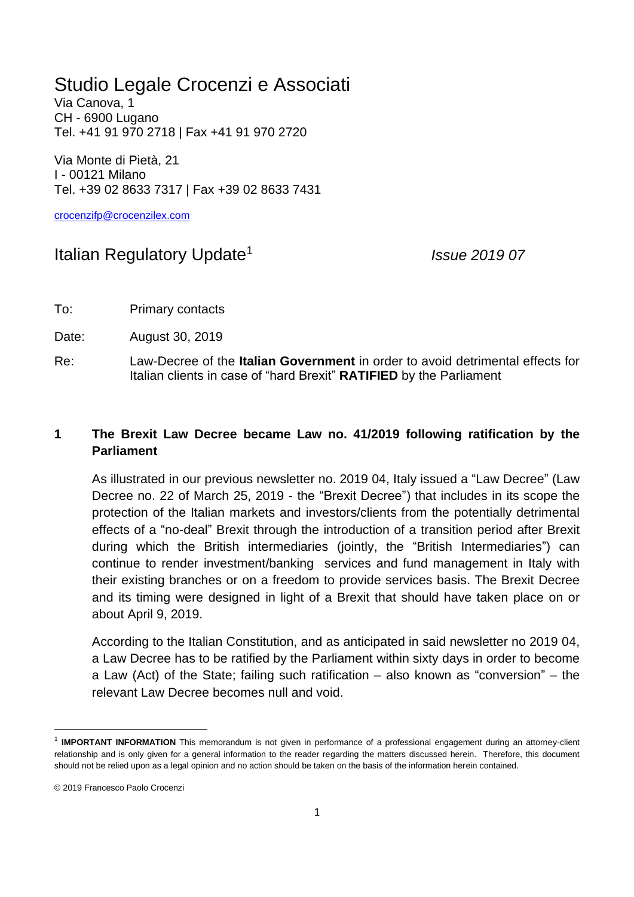# Studio Legale Crocenzi e Associati

Via Canova, 1
CH - 6900 Lugano
Tel. +41 91 970 2718 | Fax +41 91 970 2720

Via Monte di Pietà, 21
I - 00121 Milano
Tel. +39 02 8633 7317 | Fax +39 02 8633 7431

crocenzifp@crocenzilex.com

## Italian Regulatory Update[1] *Issue 2019 07*

To: Primary contacts

Date: August 30, 2019

Re: Law-Decree of the **Italian Government** in order to avoid detrimental effects for Italian clients in case of "hard Brexit" **RATIFIED** by the Parliament

### 1 The Brexit Law Decree became Law no. 41/2019 following ratification by the Parliament

As illustrated in our previous newsletter no. 2019 04, Italy issued a "Law Decree" (Law Decree no. 22 of March 25, 2019 - the "Brexit Decree") that includes in its scope the protection of the Italian markets and investors/clients from the potentially detrimental effects of a "no-deal" Brexit through the introduction of a transition period after Brexit during which the British intermediaries (jointly, the "British Intermediaries") can continue to render investment/banking services and fund management in Italy with their existing branches or on a freedom to provide services basis. The Brexit Decree and its timing were designed in light of a Brexit that should have taken place on or about April 9, 2019.

According to the Italian Constitution, and as anticipated in said newsletter no 2019 04, a Law Decree has to be ratified by the Parliament within sixty days in order to become a Law (Act) of the State; failing such ratification – also known as "conversion" – the relevant Law Decree becomes null and void.

[1] **IMPORTANT INFORMATION** This memorandum is not given in performance of a professional engagement during an attorney-client relationship and is only given for a general information to the reader regarding the matters discussed herein. Therefore, this document should not be relied upon as a legal opinion and no action should be taken on the basis of the information herein contained.

© 2019 Francesco Paolo Crocenzi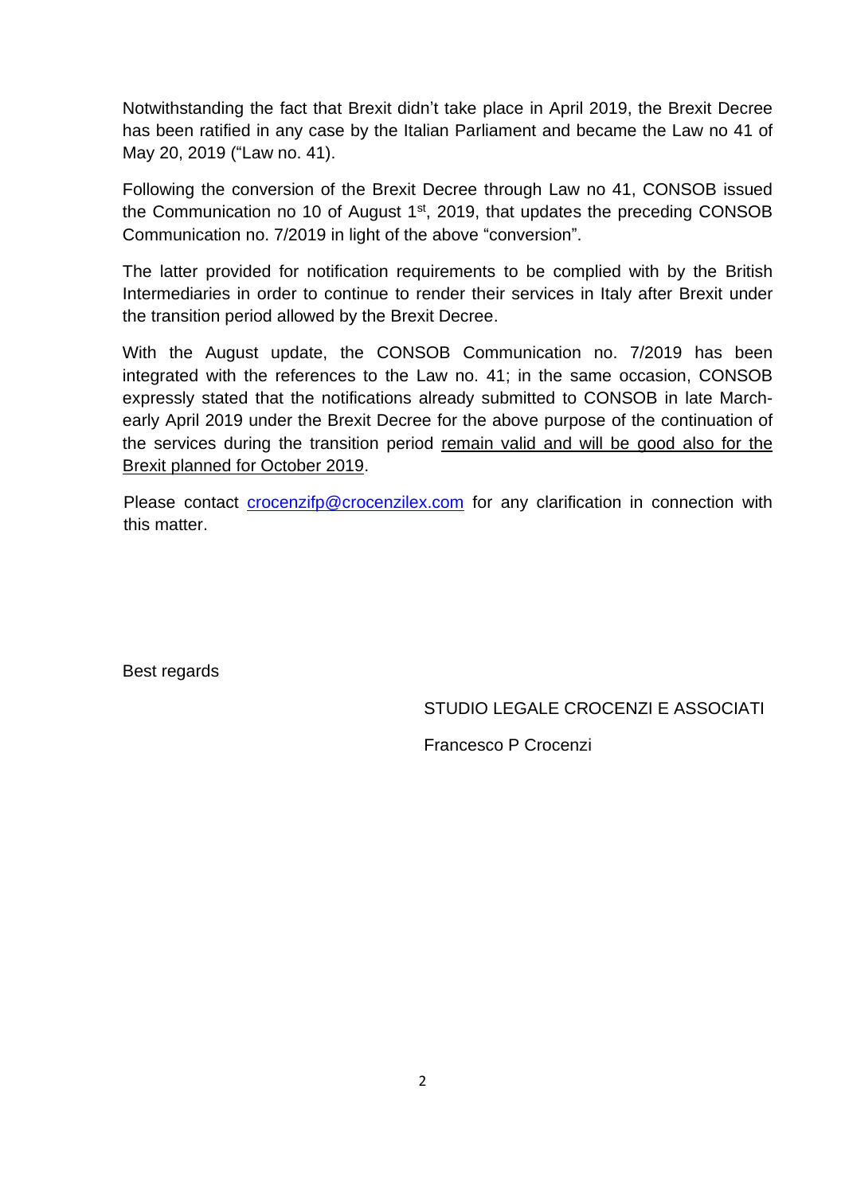Notwithstanding the fact that Brexit didn't take place in April 2019, the Brexit Decree has been ratified in any case by the Italian Parliament and became the Law no 41 of May 20, 2019 ("Law no. 41).

Following the conversion of the Brexit Decree through Law no 41, CONSOB issued the Communication no 10 of August 1st, 2019, that updates the preceding CONSOB Communication no. 7/2019 in light of the above "conversion".

The latter provided for notification requirements to be complied with by the British Intermediaries in order to continue to render their services in Italy after Brexit under the transition period allowed by the Brexit Decree.

With the August update, the CONSOB Communication no. 7/2019 has been integrated with the references to the Law no. 41; in the same occasion, CONSOB expressly stated that the notifications already submitted to CONSOB in late March-early April 2019 under the Brexit Decree for the above purpose of the continuation of the services during the transition period remain valid and will be good also for the Brexit planned for October 2019.

Please contact crocenzifp@crocenzilex.com for any clarification in connection with this matter.

Best regards

STUDIO LEGALE CROCENZI E ASSOCIATI

Francesco P Crocenzi